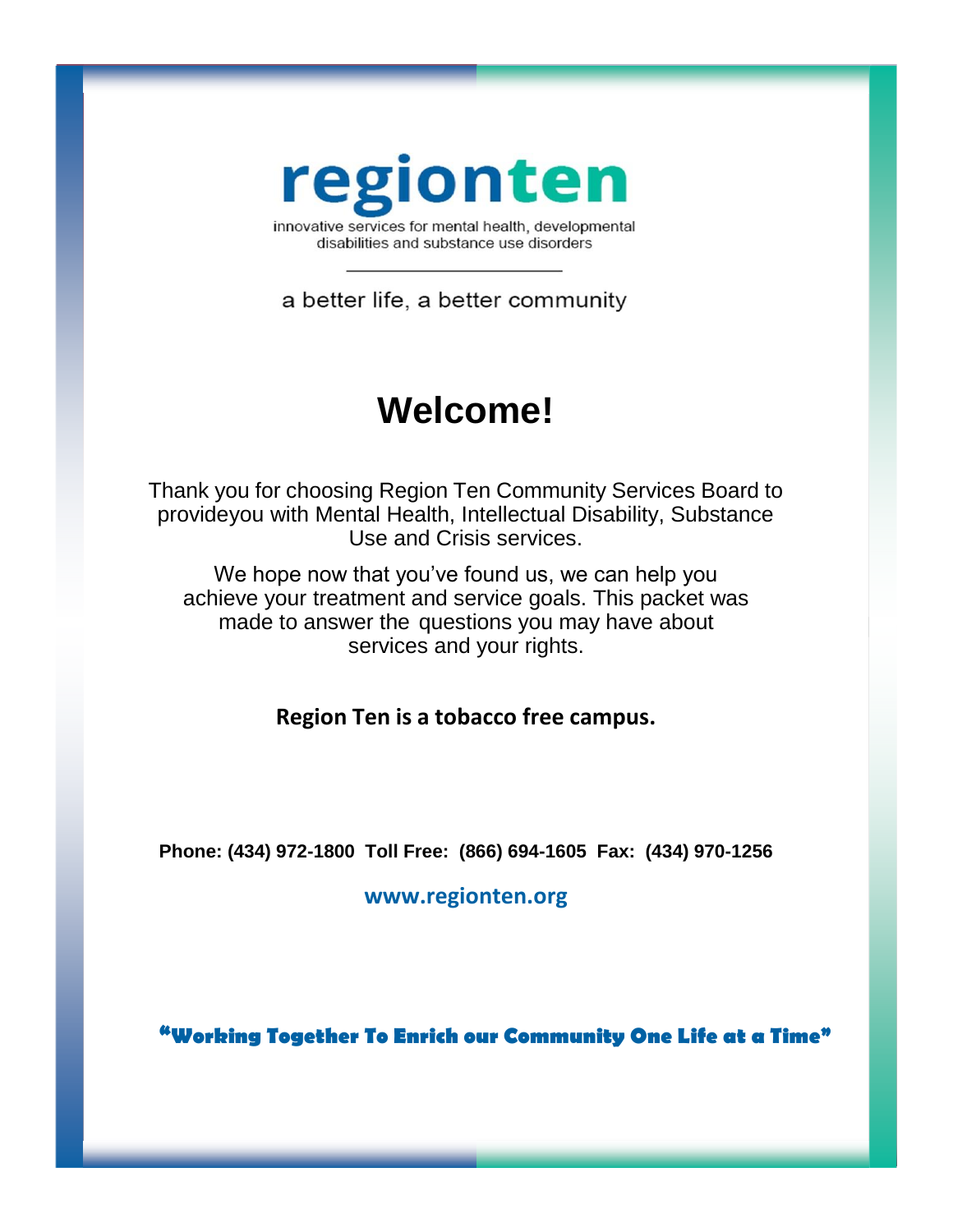# regionten

innovative services for mental health, developmental disabilities and substance use disorders

a better life, a better community

## Welcome!

Thank you for choosing Region Ten Community Services Board to provideyou with Mental Health, Intellectual Disability, Substance Use and Crisis services.

We hope now that you've found us, we can help you achieve your treatment and service goals. This packet was made to answer the questions you may have about services and your rights.

**Region Ten is a tobacco free campus.**

**Phone: (434) 972-1800 Toll Free: (866) 694-1605 Fax: (434) 970-1256**

**www.regionten.org**

**"Working Together To Enrich our Community One Life at a Time"**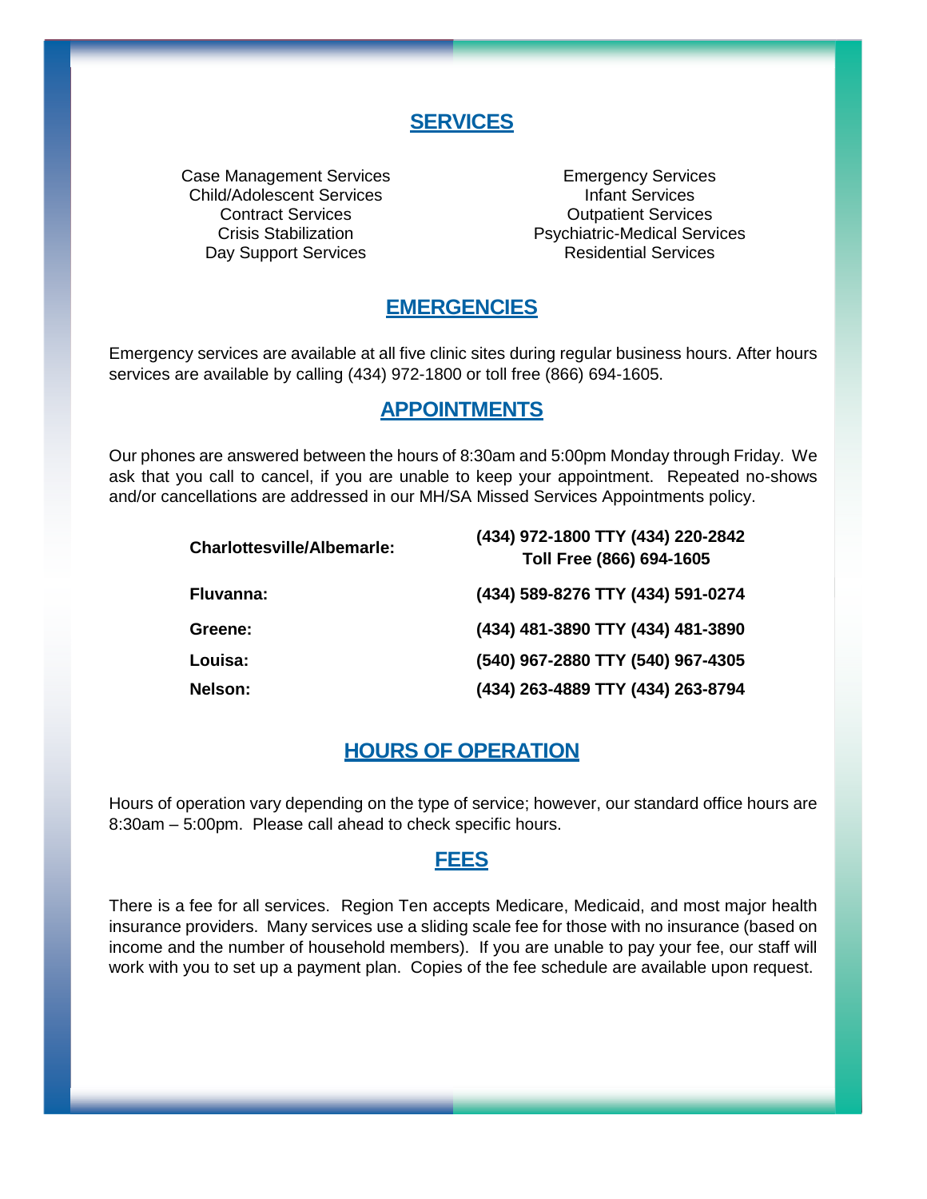## SERVICES

Case Management Services
Child/Adolescent Services
Contract Services
Crisis Stabilization
Day Support Services
Emergency Services
Infant Services
Outpatient Services
Psychiatric-Medical Services
Residential Services

## EMERGENCIES

Emergency services are available at all five clinic sites during regular business hours. After hours services are available by calling (434) 972-1800 or toll free (866) 694-1605.

## APPOINTMENTS

Our phones are answered between the hours of 8:30am and 5:00pm Monday through Friday. We ask that you call to cancel, if you are unable to keep your appointment. Repeated no-shows and/or cancellations are addressed in our MH/SA Missed Services Appointments policy.

| | |
|---|---|
| **Charlottesville/Albemarle:** | **(434) 972-1800 TTY (434) 220-2842**<br>**Toll Free (866) 694-1605** |
| **Fluvanna:** | **(434) 589-8276 TTY (434) 591-0274** |
| **Greene:** | **(434) 481-3890 TTY (434) 481-3890** |
| **Louisa:** | **(540) 967-2880 TTY (540) 967-4305** |
| **Nelson:** | **(434) 263-4889 TTY (434) 263-8794** |

## HOURS OF OPERATION

Hours of operation vary depending on the type of service; however, our standard office hours are 8:30am – 5:00pm. Please call ahead to check specific hours.

## FEES

There is a fee for all services. Region Ten accepts Medicare, Medicaid, and most major health insurance providers. Many services use a sliding scale fee for those with no insurance (based on income and the number of household members). If you are unable to pay your fee, our staff will work with you to set up a payment plan. Copies of the fee schedule are available upon request.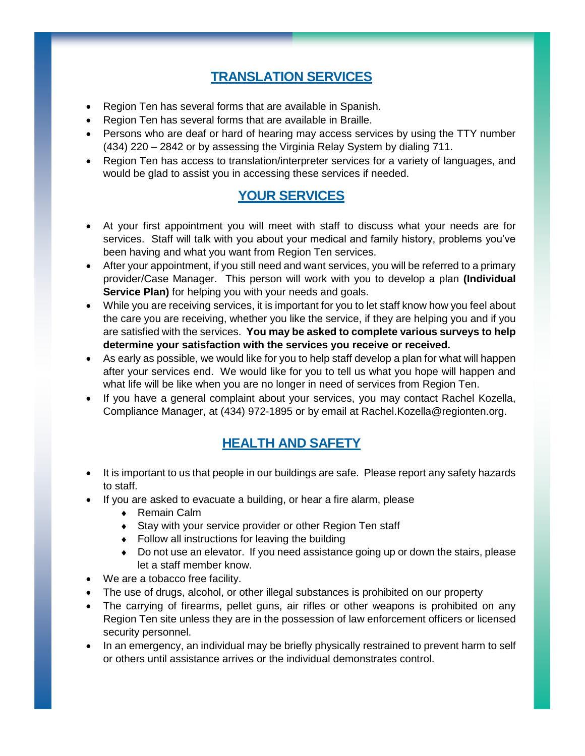## TRANSLATION SERVICES

- Region Ten has several forms that are available in Spanish.
- Region Ten has several forms that are available in Braille.
- Persons who are deaf or hard of hearing may access services by using the TTY number (434) 220 – 2842 or by assessing the Virginia Relay System by dialing 711.
- Region Ten has access to translation/interpreter services for a variety of languages, and would be glad to assist you in accessing these services if needed.

## YOUR SERVICES

- At your first appointment you will meet with staff to discuss what your needs are for services. Staff will talk with you about your medical and family history, problems you've been having and what you want from Region Ten services.
- After your appointment, if you still need and want services, you will be referred to a primary provider/Case Manager. This person will work with you to develop a plan **(Individual Service Plan)** for helping you with your needs and goals.
- While you are receiving services, it is important for you to let staff know how you feel about the care you are receiving, whether you like the service, if they are helping you and if you are satisfied with the services. **You may be asked to complete various surveys to help determine your satisfaction with the services you receive or received.**
- As early as possible, we would like for you to help staff develop a plan for what will happen after your services end. We would like for you to tell us what you hope will happen and what life will be like when you are no longer in need of services from Region Ten.
- If you have a general complaint about your services, you may contact Rachel Kozella, Compliance Manager, at (434) 972-1895 or by email at Rachel.Kozella@regionten.org.

## HEALTH AND SAFETY

- It is important to us that people in our buildings are safe. Please report any safety hazards to staff.
- If you are asked to evacuate a building, or hear a fire alarm, please
  - Remain Calm
  - Stay with your service provider or other Region Ten staff
  - Follow all instructions for leaving the building
  - Do not use an elevator. If you need assistance going up or down the stairs, please let a staff member know.
- We are a tobacco free facility.
- The use of drugs, alcohol, or other illegal substances is prohibited on our property
- The carrying of firearms, pellet guns, air rifles or other weapons is prohibited on any Region Ten site unless they are in the possession of law enforcement officers or licensed security personnel.
- In an emergency, an individual may be briefly physically restrained to prevent harm to self or others until assistance arrives or the individual demonstrates control.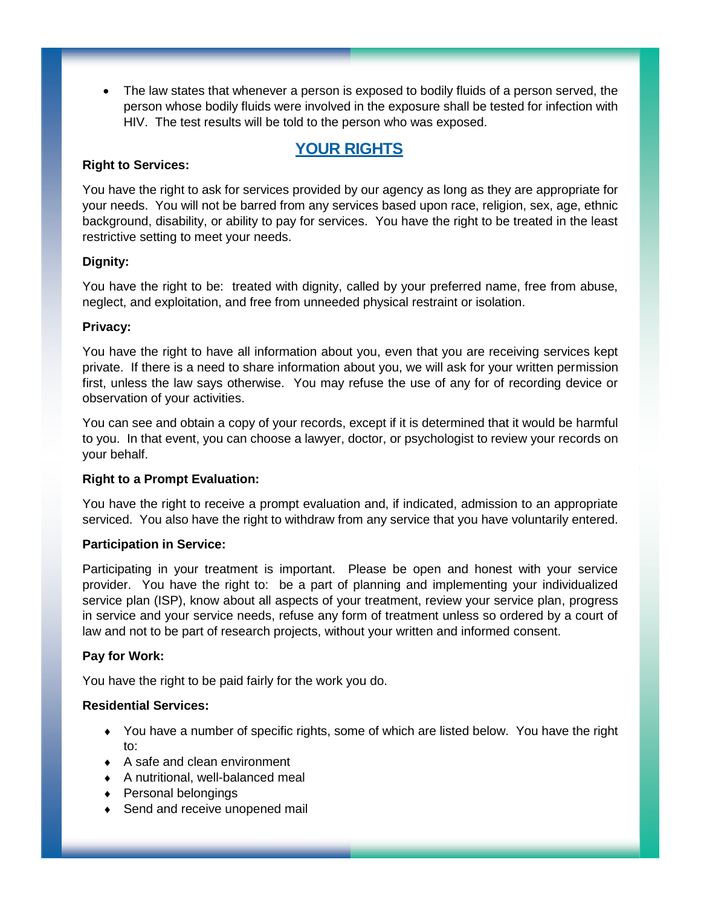- The law states that whenever a person is exposed to bodily fluids of a person served, the person whose bodily fluids were involved in the exposure shall be tested for infection with HIV. The test results will be told to the person who was exposed.

## YOUR RIGHTS

**Right to Services:**

You have the right to ask for services provided by our agency as long as they are appropriate for your needs. You will not be barred from any services based upon race, religion, sex, age, ethnic background, disability, or ability to pay for services. You have the right to be treated in the least restrictive setting to meet your needs.

**Dignity:**

You have the right to be: treated with dignity, called by your preferred name, free from abuse, neglect, and exploitation, and free from unneeded physical restraint or isolation.

**Privacy:**

You have the right to have all information about you, even that you are receiving services kept private. If there is a need to share information about you, we will ask for your written permission first, unless the law says otherwise. You may refuse the use of any for of recording device or observation of your activities.

You can see and obtain a copy of your records, except if it is determined that it would be harmful to you. In that event, you can choose a lawyer, doctor, or psychologist to review your records on your behalf.

**Right to a Prompt Evaluation:**

You have the right to receive a prompt evaluation and, if indicated, admission to an appropriate serviced. You also have the right to withdraw from any service that you have voluntarily entered.

**Participation in Service:**

Participating in your treatment is important. Please be open and honest with your service provider. You have the right to: be a part of planning and implementing your individualized service plan (ISP), know about all aspects of your treatment, review your service plan, progress in service and your service needs, refuse any form of treatment unless so ordered by a court of law and not to be part of research projects, without your written and informed consent.

**Pay for Work:**

You have the right to be paid fairly for the work you do.

**Residential Services:**

- You have a number of specific rights, some of which are listed below. You have the right to:
- A safe and clean environment
- A nutritional, well-balanced meal
- Personal belongings
- Send and receive unopened mail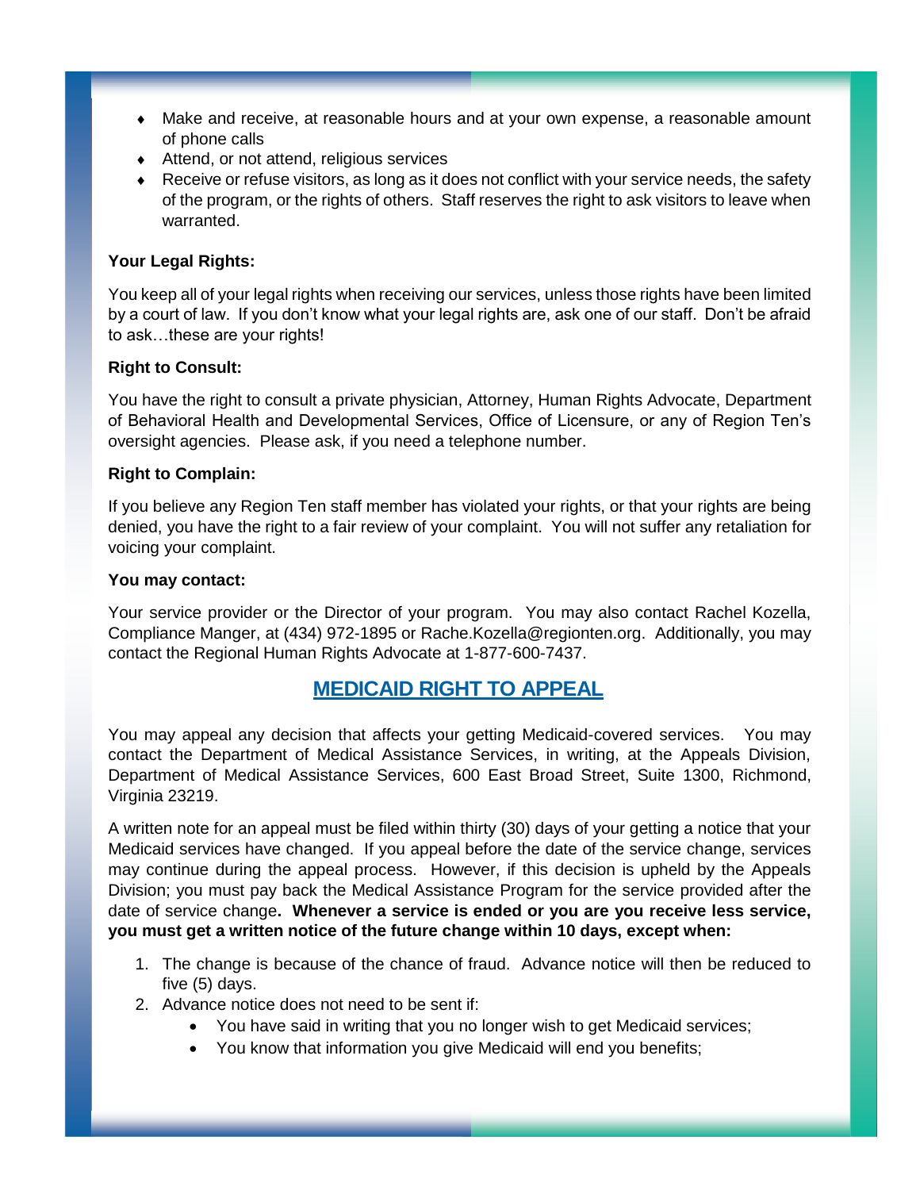- Make and receive, at reasonable hours and at your own expense, a reasonable amount of phone calls
- Attend, or not attend, religious services
- Receive or refuse visitors, as long as it does not conflict with your service needs, the safety of the program, or the rights of others. Staff reserves the right to ask visitors to leave when warranted.

**Your Legal Rights:**

You keep all of your legal rights when receiving our services, unless those rights have been limited by a court of law. If you don't know what your legal rights are, ask one of our staff. Don't be afraid to ask…these are your rights!

**Right to Consult:**

You have the right to consult a private physician, Attorney, Human Rights Advocate, Department of Behavioral Health and Developmental Services, Office of Licensure, or any of Region Ten's oversight agencies. Please ask, if you need a telephone number.

**Right to Complain:**

If you believe any Region Ten staff member has violated your rights, or that your rights are being denied, you have the right to a fair review of your complaint. You will not suffer any retaliation for voicing your complaint.

**You may contact:**

Your service provider or the Director of your program. You may also contact Rachel Kozella, Compliance Manger, at (434) 972-1895 or Rache.Kozella@regionten.org. Additionally, you may contact the Regional Human Rights Advocate at 1-877-600-7437.

## MEDICAID RIGHT TO APPEAL

You may appeal any decision that affects your getting Medicaid-covered services. You may contact the Department of Medical Assistance Services, in writing, at the Appeals Division, Department of Medical Assistance Services, 600 East Broad Street, Suite 1300, Richmond, Virginia 23219.

A written note for an appeal must be filed within thirty (30) days of your getting a notice that your Medicaid services have changed. If you appeal before the date of the service change, services may continue during the appeal process. However, if this decision is upheld by the Appeals Division; you must pay back the Medical Assistance Program for the service provided after the date of service change**. Whenever a service is ended or you are you receive less service, you must get a written notice of the future change within 10 days, except when:**

1. The change is because of the chance of fraud. Advance notice will then be reduced to five (5) days.
2. Advance notice does not need to be sent if:
   - You have said in writing that you no longer wish to get Medicaid services;
   - You know that information you give Medicaid will end you benefits;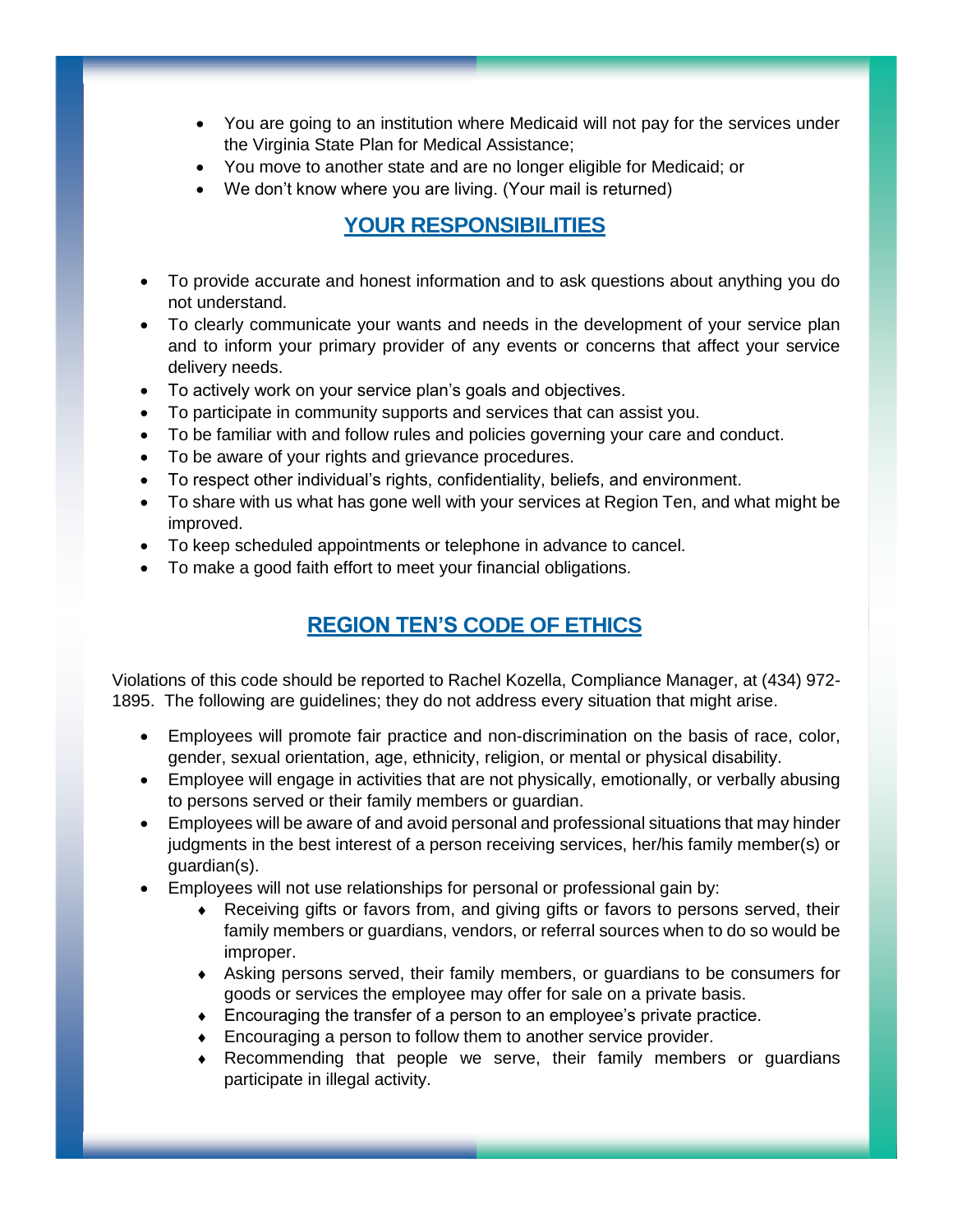- You are going to an institution where Medicaid will not pay for the services under the Virginia State Plan for Medical Assistance;
- You move to another state and are no longer eligible for Medicaid; or
- We don't know where you are living. (Your mail is returned)

## YOUR RESPONSIBILITIES

- To provide accurate and honest information and to ask questions about anything you do not understand.
- To clearly communicate your wants and needs in the development of your service plan and to inform your primary provider of any events or concerns that affect your service delivery needs.
- To actively work on your service plan's goals and objectives.
- To participate in community supports and services that can assist you.
- To be familiar with and follow rules and policies governing your care and conduct.
- To be aware of your rights and grievance procedures.
- To respect other individual's rights, confidentiality, beliefs, and environment.
- To share with us what has gone well with your services at Region Ten, and what might be improved.
- To keep scheduled appointments or telephone in advance to cancel.
- To make a good faith effort to meet your financial obligations.

## REGION TEN'S CODE OF ETHICS

Violations of this code should be reported to Rachel Kozella, Compliance Manager, at (434) 972-1895. The following are guidelines; they do not address every situation that might arise.

- Employees will promote fair practice and non-discrimination on the basis of race, color, gender, sexual orientation, age, ethnicity, religion, or mental or physical disability.
- Employee will engage in activities that are not physically, emotionally, or verbally abusing to persons served or their family members or guardian.
- Employees will be aware of and avoid personal and professional situations that may hinder judgments in the best interest of a person receiving services, her/his family member(s) or guardian(s).
- Employees will not use relationships for personal or professional gain by:
  - Receiving gifts or favors from, and giving gifts or favors to persons served, their family members or guardians, vendors, or referral sources when to do so would be improper.
  - Asking persons served, their family members, or guardians to be consumers for goods or services the employee may offer for sale on a private basis.
  - Encouraging the transfer of a person to an employee's private practice.
  - Encouraging a person to follow them to another service provider.
  - Recommending that people we serve, their family members or guardians participate in illegal activity.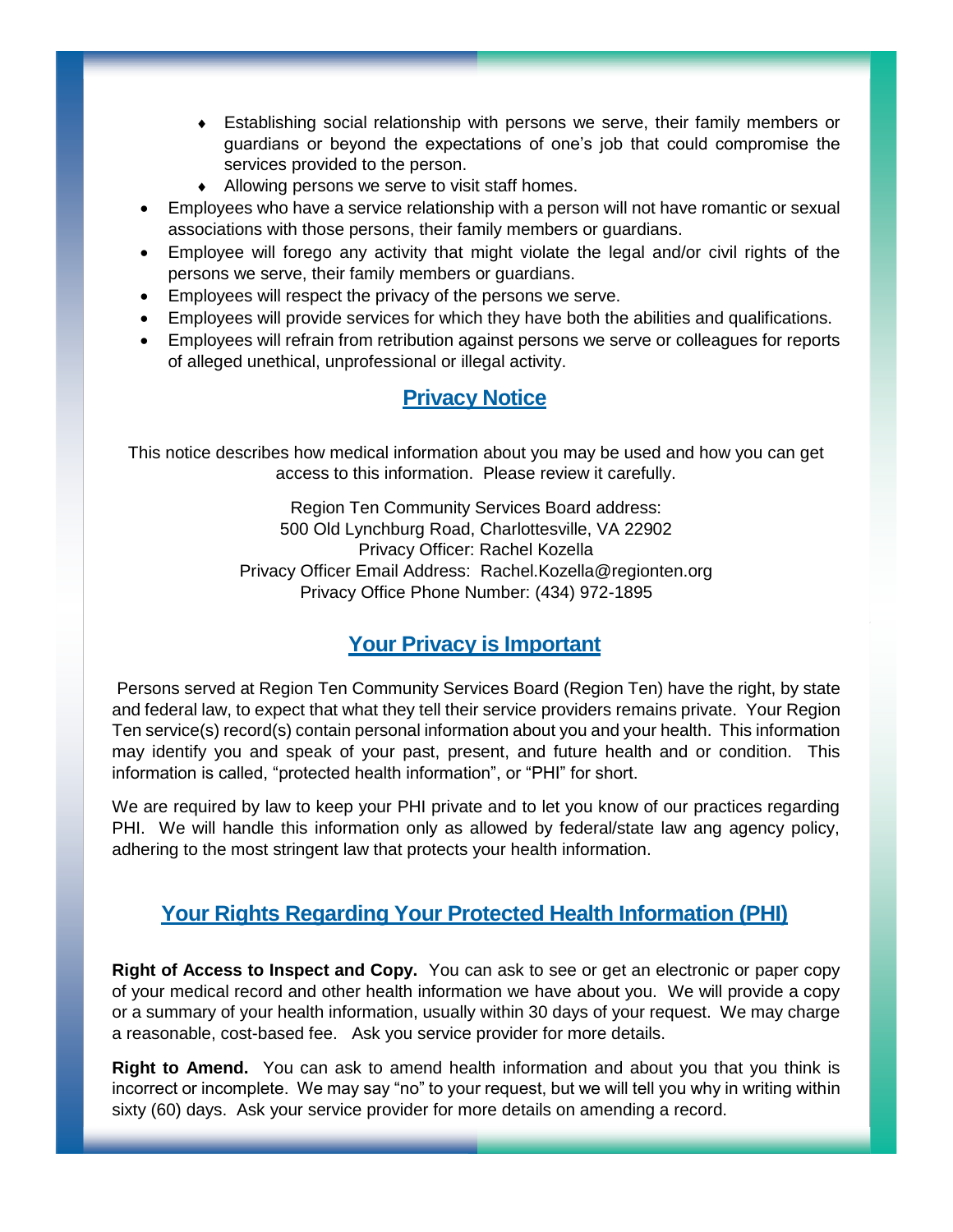- Establishing social relationship with persons we serve, their family members or guardians or beyond the expectations of one's job that could compromise the services provided to the person.
    - Allowing persons we serve to visit staff homes.
- Employees who have a service relationship with a person will not have romantic or sexual associations with those persons, their family members or guardians.
- Employee will forego any activity that might violate the legal and/or civil rights of the persons we serve, their family members or guardians.
- Employees will respect the privacy of the persons we serve.
- Employees will provide services for which they have both the abilities and qualifications.
- Employees will refrain from retribution against persons we serve or colleagues for reports of alleged unethical, unprofessional or illegal activity.

## Privacy Notice

This notice describes how medical information about you may be used and how you can get access to this information. Please review it carefully.

Region Ten Community Services Board address:
500 Old Lynchburg Road, Charlottesville, VA 22902
Privacy Officer: Rachel Kozella
Privacy Officer Email Address: Rachel.Kozella@regionten.org
Privacy Office Phone Number: (434) 972-1895

## Your Privacy is Important

Persons served at Region Ten Community Services Board (Region Ten) have the right, by state and federal law, to expect that what they tell their service providers remains private. Your Region Ten service(s) record(s) contain personal information about you and your health. This information may identify you and speak of your past, present, and future health and or condition. This information is called, "protected health information", or "PHI" for short.

We are required by law to keep your PHI private and to let you know of our practices regarding PHI. We will handle this information only as allowed by federal/state law ang agency policy, adhering to the most stringent law that protects your health information.

## Your Rights Regarding Your Protected Health Information (PHI)

**Right of Access to Inspect and Copy.** You can ask to see or get an electronic or paper copy of your medical record and other health information we have about you. We will provide a copy or a summary of your health information, usually within 30 days of your request. We may charge a reasonable, cost-based fee. Ask you service provider for more details.

**Right to Amend.** You can ask to amend health information and about you that you think is incorrect or incomplete. We may say "no" to your request, but we will tell you why in writing within sixty (60) days. Ask your service provider for more details on amending a record.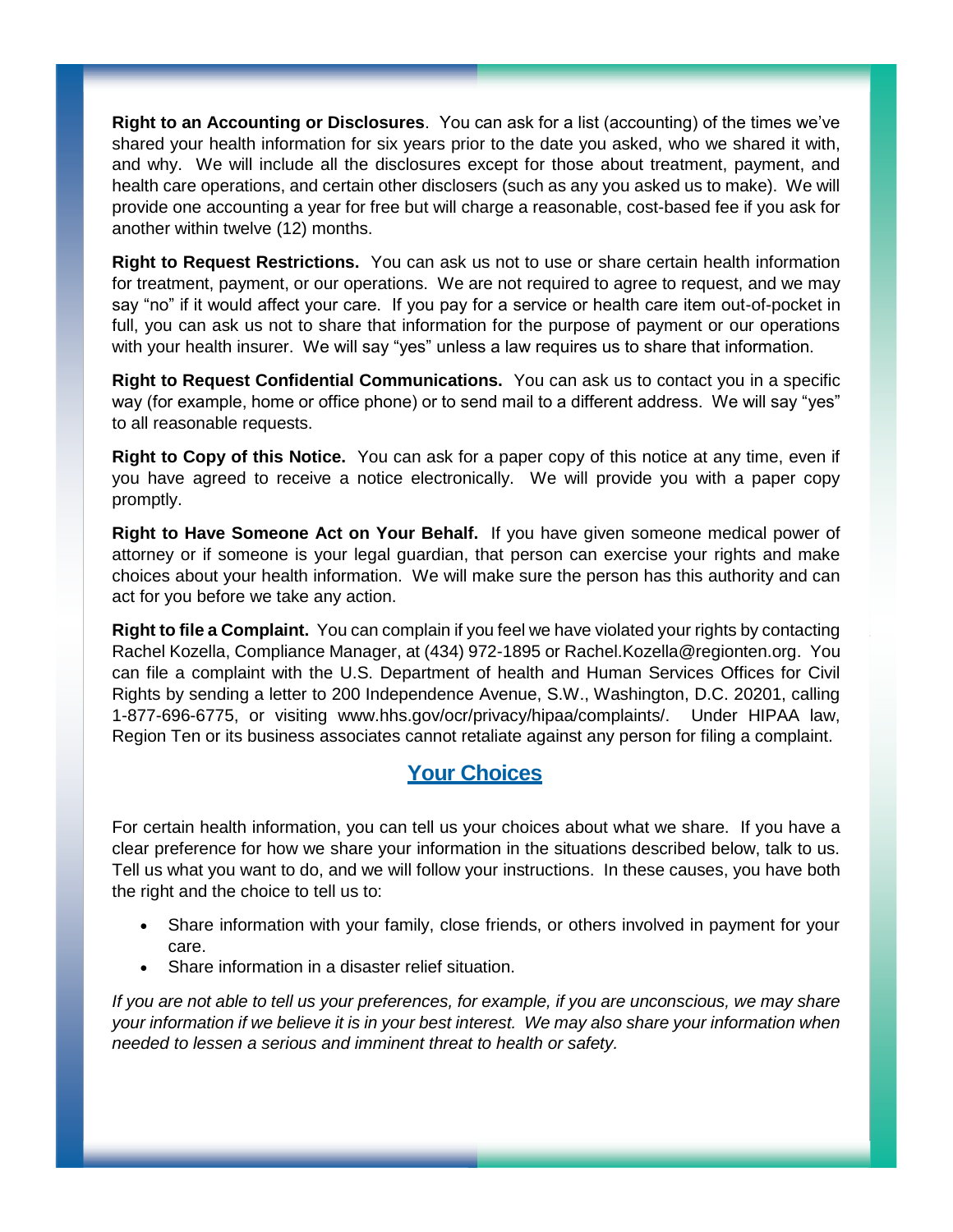**Right to an Accounting or Disclosures**. You can ask for a list (accounting) of the times we've shared your health information for six years prior to the date you asked, who we shared it with, and why. We will include all the disclosures except for those about treatment, payment, and health care operations, and certain other disclosers (such as any you asked us to make). We will provide one accounting a year for free but will charge a reasonable, cost-based fee if you ask for another within twelve (12) months.

**Right to Request Restrictions.** You can ask us not to use or share certain health information for treatment, payment, or our operations. We are not required to agree to request, and we may say "no" if it would affect your care. If you pay for a service or health care item out-of-pocket in full, you can ask us not to share that information for the purpose of payment or our operations with your health insurer. We will say "yes" unless a law requires us to share that information.

**Right to Request Confidential Communications.** You can ask us to contact you in a specific way (for example, home or office phone) or to send mail to a different address. We will say "yes" to all reasonable requests.

**Right to Copy of this Notice.** You can ask for a paper copy of this notice at any time, even if you have agreed to receive a notice electronically. We will provide you with a paper copy promptly.

**Right to Have Someone Act on Your Behalf.** If you have given someone medical power of attorney or if someone is your legal guardian, that person can exercise your rights and make choices about your health information. We will make sure the person has this authority and can act for you before we take any action.

**Right to file a Complaint.** You can complain if you feel we have violated your rights by contacting Rachel Kozella, Compliance Manager, at (434) 972-1895 or Rachel.Kozella@regionten.org. You can file a complaint with the U.S. Department of health and Human Services Offices for Civil Rights by sending a letter to 200 Independence Avenue, S.W., Washington, D.C. 20201, calling 1-877-696-6775, or visiting www.hhs.gov/ocr/privacy/hipaa/complaints/. Under HIPAA law, Region Ten or its business associates cannot retaliate against any person for filing a complaint.

## Your Choices

For certain health information, you can tell us your choices about what we share. If you have a clear preference for how we share your information in the situations described below, talk to us. Tell us what you want to do, and we will follow your instructions. In these causes, you have both the right and the choice to tell us to:

- Share information with your family, close friends, or others involved in payment for your care.
- Share information in a disaster relief situation.

*If you are not able to tell us your preferences, for example, if you are unconscious, we may share your information if we believe it is in your best interest. We may also share your information when needed to lessen a serious and imminent threat to health or safety.*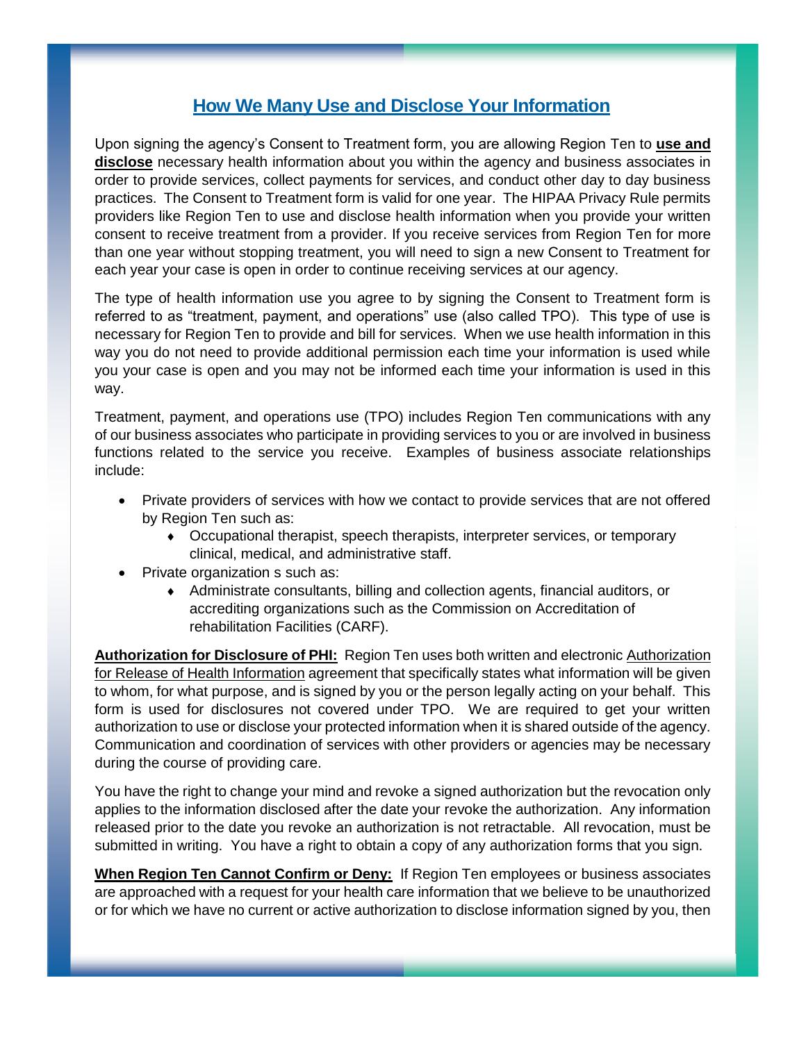## How We Many Use and Disclose Your Information

Upon signing the agency's Consent to Treatment form, you are allowing Region Ten to **use and disclose** necessary health information about you within the agency and business associates in order to provide services, collect payments for services, and conduct other day to day business practices. The Consent to Treatment form is valid for one year. The HIPAA Privacy Rule permits providers like Region Ten to use and disclose health information when you provide your written consent to receive treatment from a provider. If you receive services from Region Ten for more than one year without stopping treatment, you will need to sign a new Consent to Treatment for each year your case is open in order to continue receiving services at our agency.

The type of health information use you agree to by signing the Consent to Treatment form is referred to as "treatment, payment, and operations" use (also called TPO). This type of use is necessary for Region Ten to provide and bill for services. When we use health information in this way you do not need to provide additional permission each time your information is used while you your case is open and you may not be informed each time your information is used in this way.

Treatment, payment, and operations use (TPO) includes Region Ten communications with any of our business associates who participate in providing services to you or are involved in business functions related to the service you receive. Examples of business associate relationships include:

- Private providers of services with how we contact to provide services that are not offered by Region Ten such as:
  - Occupational therapist, speech therapists, interpreter services, or temporary clinical, medical, and administrative staff.
- Private organization s such as:
  - Administrate consultants, billing and collection agents, financial auditors, or accrediting organizations such as the Commission on Accreditation of rehabilitation Facilities (CARF).

**Authorization for Disclosure of PHI:** Region Ten uses both written and electronic Authorization for Release of Health Information agreement that specifically states what information will be given to whom, for what purpose, and is signed by you or the person legally acting on your behalf. This form is used for disclosures not covered under TPO. We are required to get your written authorization to use or disclose your protected information when it is shared outside of the agency. Communication and coordination of services with other providers or agencies may be necessary during the course of providing care.

You have the right to change your mind and revoke a signed authorization but the revocation only applies to the information disclosed after the date your revoke the authorization. Any information released prior to the date you revoke an authorization is not retractable. All revocation, must be submitted in writing. You have a right to obtain a copy of any authorization forms that you sign.

**When Region Ten Cannot Confirm or Deny:** If Region Ten employees or business associates are approached with a request for your health care information that we believe to be unauthorized or for which we have no current or active authorization to disclose information signed by you, then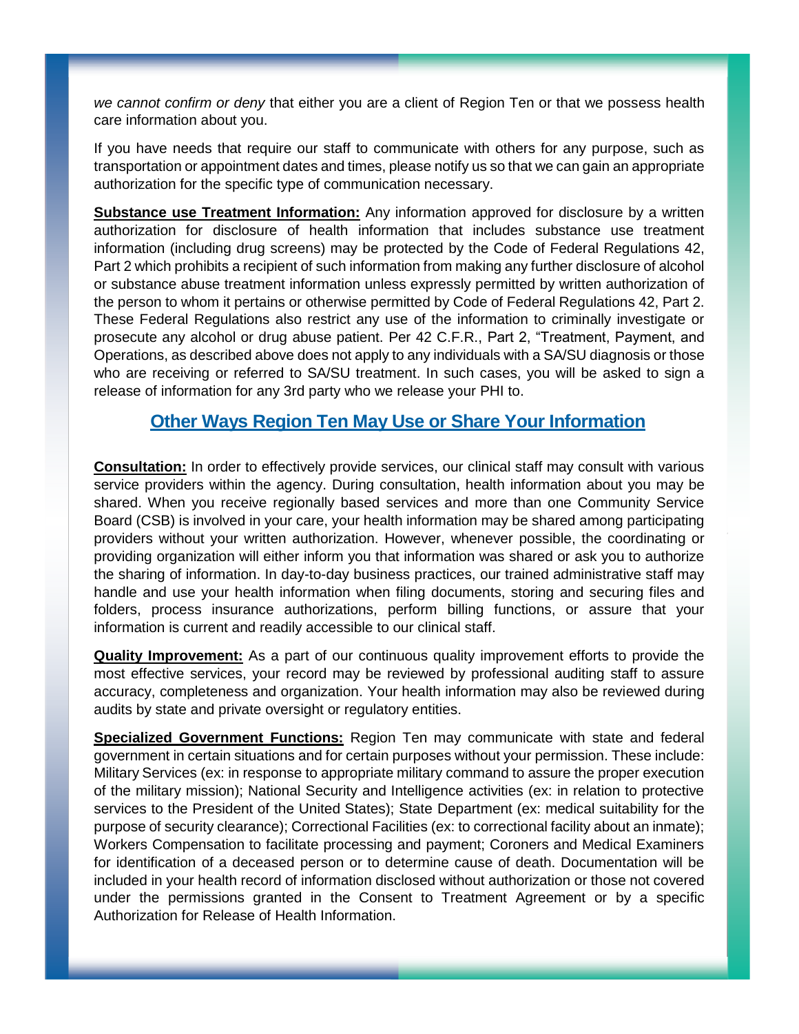*we cannot confirm or deny* that either you are a client of Region Ten or that we possess health care information about you.

If you have needs that require our staff to communicate with others for any purpose, such as transportation or appointment dates and times, please notify us so that we can gain an appropriate authorization for the specific type of communication necessary.

**Substance use Treatment Information:** Any information approved for disclosure by a written authorization for disclosure of health information that includes substance use treatment information (including drug screens) may be protected by the Code of Federal Regulations 42, Part 2 which prohibits a recipient of such information from making any further disclosure of alcohol or substance abuse treatment information unless expressly permitted by written authorization of the person to whom it pertains or otherwise permitted by Code of Federal Regulations 42, Part 2. These Federal Regulations also restrict any use of the information to criminally investigate or prosecute any alcohol or drug abuse patient. Per 42 C.F.R., Part 2, "Treatment, Payment, and Operations, as described above does not apply to any individuals with a SA/SU diagnosis or those who are receiving or referred to SA/SU treatment. In such cases, you will be asked to sign a release of information for any 3rd party who we release your PHI to.

## Other Ways Region Ten May Use or Share Your Information

**Consultation:** In order to effectively provide services, our clinical staff may consult with various service providers within the agency. During consultation, health information about you may be shared. When you receive regionally based services and more than one Community Service Board (CSB) is involved in your care, your health information may be shared among participating providers without your written authorization. However, whenever possible, the coordinating or providing organization will either inform you that information was shared or ask you to authorize the sharing of information. In day-to-day business practices, our trained administrative staff may handle and use your health information when filing documents, storing and securing files and folders, process insurance authorizations, perform billing functions, or assure that your information is current and readily accessible to our clinical staff.

**Quality Improvement:** As a part of our continuous quality improvement efforts to provide the most effective services, your record may be reviewed by professional auditing staff to assure accuracy, completeness and organization. Your health information may also be reviewed during audits by state and private oversight or regulatory entities.

**Specialized Government Functions:** Region Ten may communicate with state and federal government in certain situations and for certain purposes without your permission. These include: Military Services (ex: in response to appropriate military command to assure the proper execution of the military mission); National Security and Intelligence activities (ex: in relation to protective services to the President of the United States); State Department (ex: medical suitability for the purpose of security clearance); Correctional Facilities (ex: to correctional facility about an inmate); Workers Compensation to facilitate processing and payment; Coroners and Medical Examiners for identification of a deceased person or to determine cause of death. Documentation will be included in your health record of information disclosed without authorization or those not covered under the permissions granted in the Consent to Treatment Agreement or by a specific Authorization for Release of Health Information.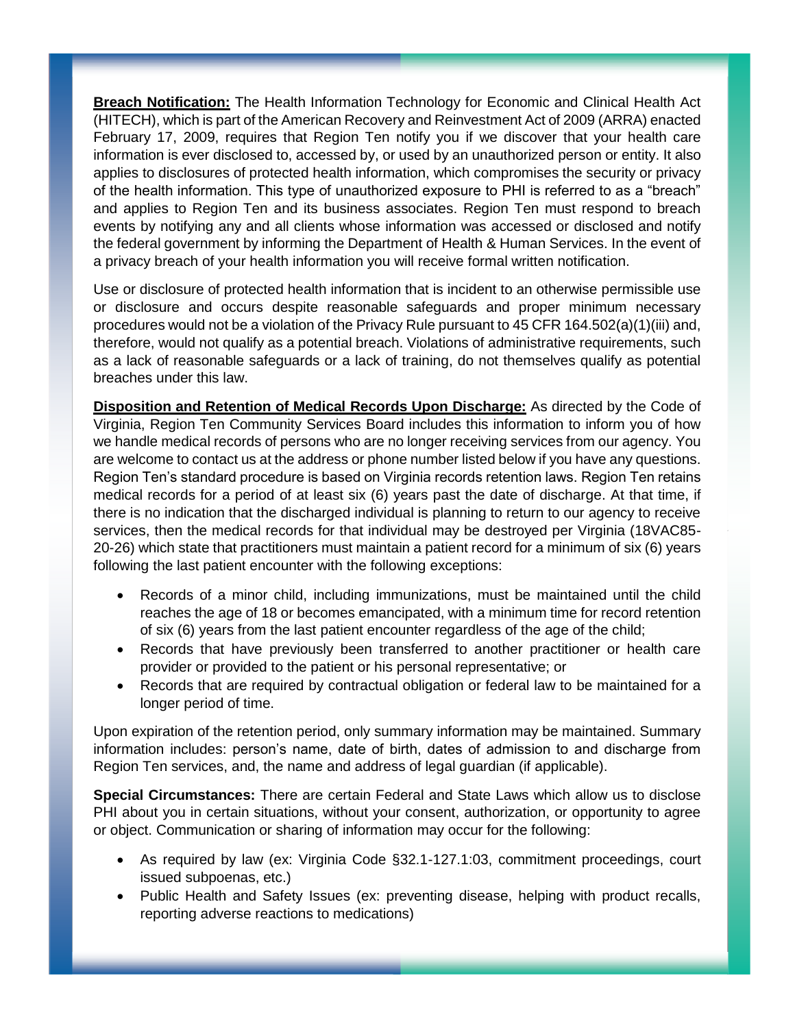**Breach Notification:** The Health Information Technology for Economic and Clinical Health Act (HITECH), which is part of the American Recovery and Reinvestment Act of 2009 (ARRA) enacted February 17, 2009, requires that Region Ten notify you if we discover that your health care information is ever disclosed to, accessed by, or used by an unauthorized person or entity. It also applies to disclosures of protected health information, which compromises the security or privacy of the health information. This type of unauthorized exposure to PHI is referred to as a "breach" and applies to Region Ten and its business associates. Region Ten must respond to breach events by notifying any and all clients whose information was accessed or disclosed and notify the federal government by informing the Department of Health & Human Services. In the event of a privacy breach of your health information you will receive formal written notification.

Use or disclosure of protected health information that is incident to an otherwise permissible use or disclosure and occurs despite reasonable safeguards and proper minimum necessary procedures would not be a violation of the Privacy Rule pursuant to 45 CFR 164.502(a)(1)(iii) and, therefore, would not qualify as a potential breach. Violations of administrative requirements, such as a lack of reasonable safeguards or a lack of training, do not themselves qualify as potential breaches under this law.

**Disposition and Retention of Medical Records Upon Discharge:** As directed by the Code of Virginia, Region Ten Community Services Board includes this information to inform you of how we handle medical records of persons who are no longer receiving services from our agency. You are welcome to contact us at the address or phone number listed below if you have any questions. Region Ten's standard procedure is based on Virginia records retention laws. Region Ten retains medical records for a period of at least six (6) years past the date of discharge. At that time, if there is no indication that the discharged individual is planning to return to our agency to receive services, then the medical records for that individual may be destroyed per Virginia (18VAC85-20-26) which state that practitioners must maintain a patient record for a minimum of six (6) years following the last patient encounter with the following exceptions:

- Records of a minor child, including immunizations, must be maintained until the child reaches the age of 18 or becomes emancipated, with a minimum time for record retention of six (6) years from the last patient encounter regardless of the age of the child;
- Records that have previously been transferred to another practitioner or health care provider or provided to the patient or his personal representative; or
- Records that are required by contractual obligation or federal law to be maintained for a longer period of time.

Upon expiration of the retention period, only summary information may be maintained. Summary information includes: person's name, date of birth, dates of admission to and discharge from Region Ten services, and, the name and address of legal guardian (if applicable).

**Special Circumstances:** There are certain Federal and State Laws which allow us to disclose PHI about you in certain situations, without your consent, authorization, or opportunity to agree or object. Communication or sharing of information may occur for the following:

- As required by law (ex: Virginia Code §32.1-127.1:03, commitment proceedings, court issued subpoenas, etc.)
- Public Health and Safety Issues (ex: preventing disease, helping with product recalls, reporting adverse reactions to medications)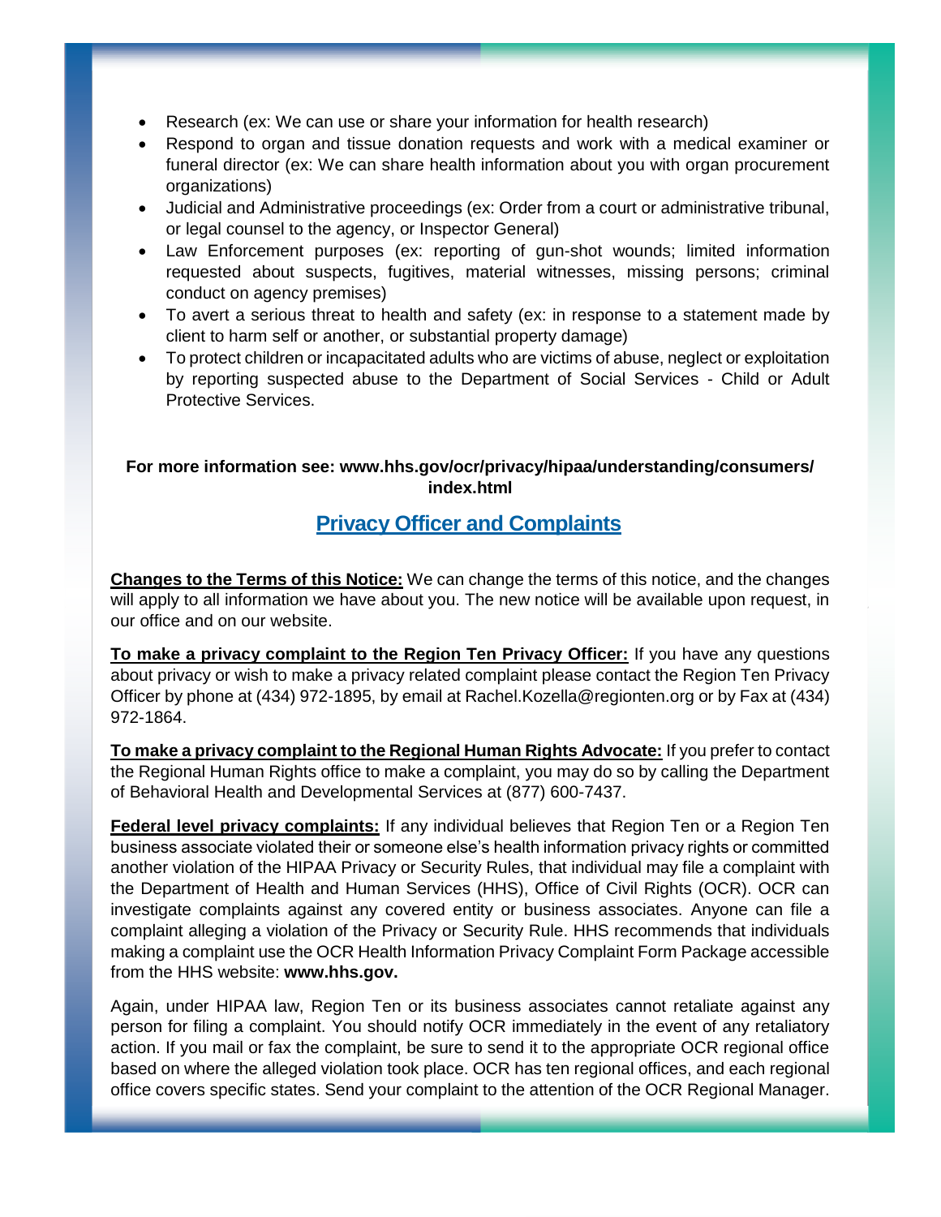- Research (ex: We can use or share your information for health research)
- Respond to organ and tissue donation requests and work with a medical examiner or funeral director (ex: We can share health information about you with organ procurement organizations)
- Judicial and Administrative proceedings (ex: Order from a court or administrative tribunal, or legal counsel to the agency, or Inspector General)
- Law Enforcement purposes (ex: reporting of gun-shot wounds; limited information requested about suspects, fugitives, material witnesses, missing persons; criminal conduct on agency premises)
- To avert a serious threat to health and safety (ex: in response to a statement made by client to harm self or another, or substantial property damage)
- To protect children or incapacitated adults who are victims of abuse, neglect or exploitation by reporting suspected abuse to the Department of Social Services - Child or Adult Protective Services.

**For more information see: www.hhs.gov/ocr/privacy/hipaa/understanding/consumers/index.html**

## Privacy Officer and Complaints

**Changes to the Terms of this Notice:** We can change the terms of this notice, and the changes will apply to all information we have about you. The new notice will be available upon request, in our office and on our website.

**To make a privacy complaint to the Region Ten Privacy Officer:** If you have any questions about privacy or wish to make a privacy related complaint please contact the Region Ten Privacy Officer by phone at (434) 972-1895, by email at Rachel.Kozella@regionten.org or by Fax at (434) 972-1864.

**To make a privacy complaint to the Regional Human Rights Advocate:** If you prefer to contact the Regional Human Rights office to make a complaint, you may do so by calling the Department of Behavioral Health and Developmental Services at (877) 600-7437.

**Federal level privacy complaints:** If any individual believes that Region Ten or a Region Ten business associate violated their or someone else's health information privacy rights or committed another violation of the HIPAA Privacy or Security Rules, that individual may file a complaint with the Department of Health and Human Services (HHS), Office of Civil Rights (OCR). OCR can investigate complaints against any covered entity or business associates. Anyone can file a complaint alleging a violation of the Privacy or Security Rule. HHS recommends that individuals making a complaint use the OCR Health Information Privacy Complaint Form Package accessible from the HHS website: **www.hhs.gov.**

Again, under HIPAA law, Region Ten or its business associates cannot retaliate against any person for filing a complaint. You should notify OCR immediately in the event of any retaliatory action. If you mail or fax the complaint, be sure to send it to the appropriate OCR regional office based on where the alleged violation took place. OCR has ten regional offices, and each regional office covers specific states. Send your complaint to the attention of the OCR Regional Manager.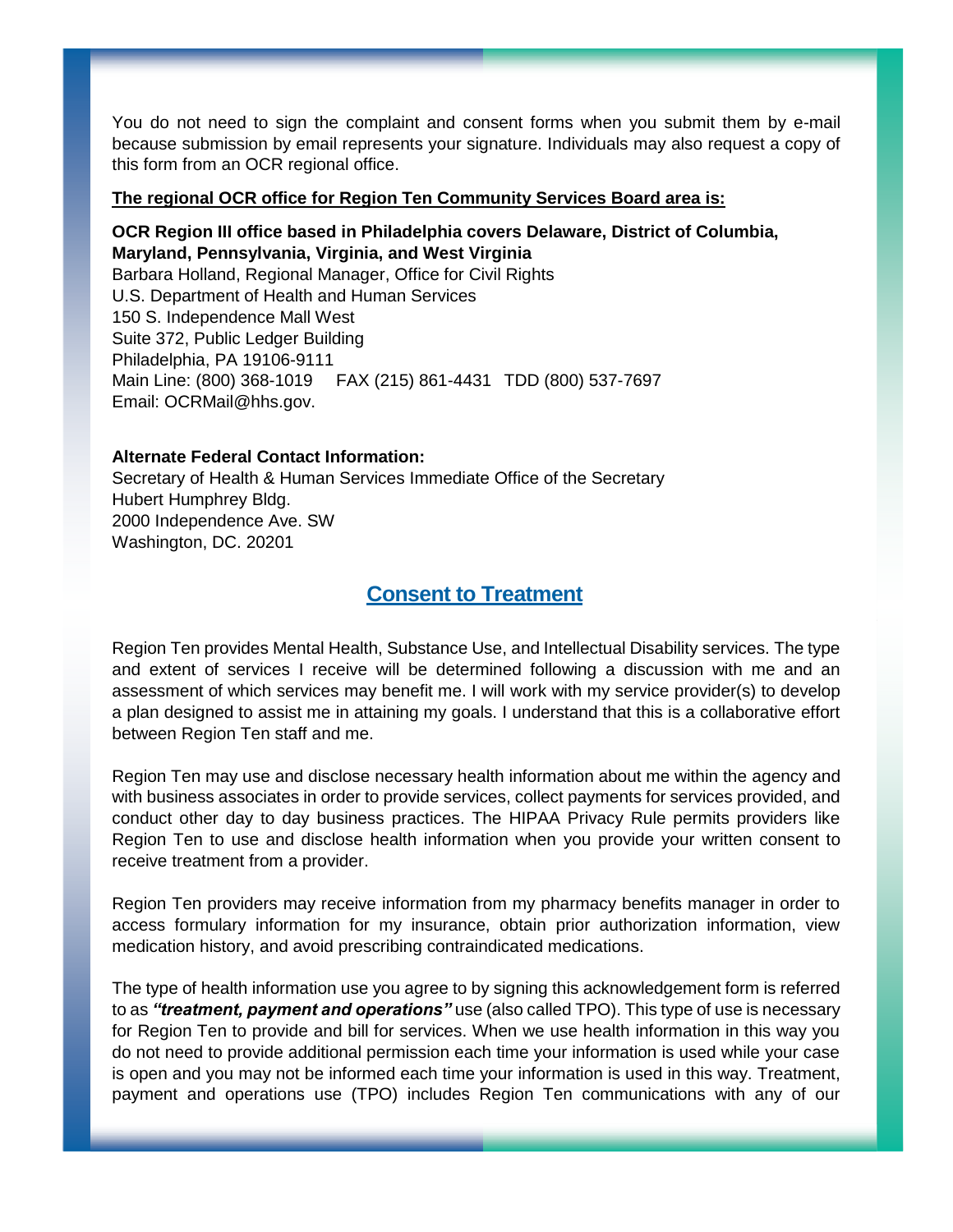You do not need to sign the complaint and consent forms when you submit them by e-mail because submission by email represents your signature. Individuals may also request a copy of this form from an OCR regional office.

**The regional OCR office for Region Ten Community Services Board area is:**

**OCR Region III office based in Philadelphia covers Delaware, District of Columbia, Maryland, Pennsylvania, Virginia, and West Virginia**
Barbara Holland, Regional Manager, Office for Civil Rights
U.S. Department of Health and Human Services
150 S. Independence Mall West
Suite 372, Public Ledger Building
Philadelphia, PA 19106-9111
Main Line: (800) 368-1019 FAX (215) 861-4431 TDD (800) 537-7697
Email: OCRMail@hhs.gov.

**Alternate Federal Contact Information:**
Secretary of Health & Human Services Immediate Office of the Secretary
Hubert Humphrey Bldg.
2000 Independence Ave. SW
Washington, DC. 20201

## Consent to Treatment

Region Ten provides Mental Health, Substance Use, and Intellectual Disability services. The type and extent of services I receive will be determined following a discussion with me and an assessment of which services may benefit me. I will work with my service provider(s) to develop a plan designed to assist me in attaining my goals. I understand that this is a collaborative effort between Region Ten staff and me.

Region Ten may use and disclose necessary health information about me within the agency and with business associates in order to provide services, collect payments for services provided, and conduct other day to day business practices. The HIPAA Privacy Rule permits providers like Region Ten to use and disclose health information when you provide your written consent to receive treatment from a provider.

Region Ten providers may receive information from my pharmacy benefits manager in order to access formulary information for my insurance, obtain prior authorization information, view medication history, and avoid prescribing contraindicated medications.

The type of health information use you agree to by signing this acknowledgement form is referred to as ***"treatment, payment and operations"*** use (also called TPO). This type of use is necessary for Region Ten to provide and bill for services. When we use health information in this way you do not need to provide additional permission each time your information is used while your case is open and you may not be informed each time your information is used in this way. Treatment, payment and operations use (TPO) includes Region Ten communications with any of our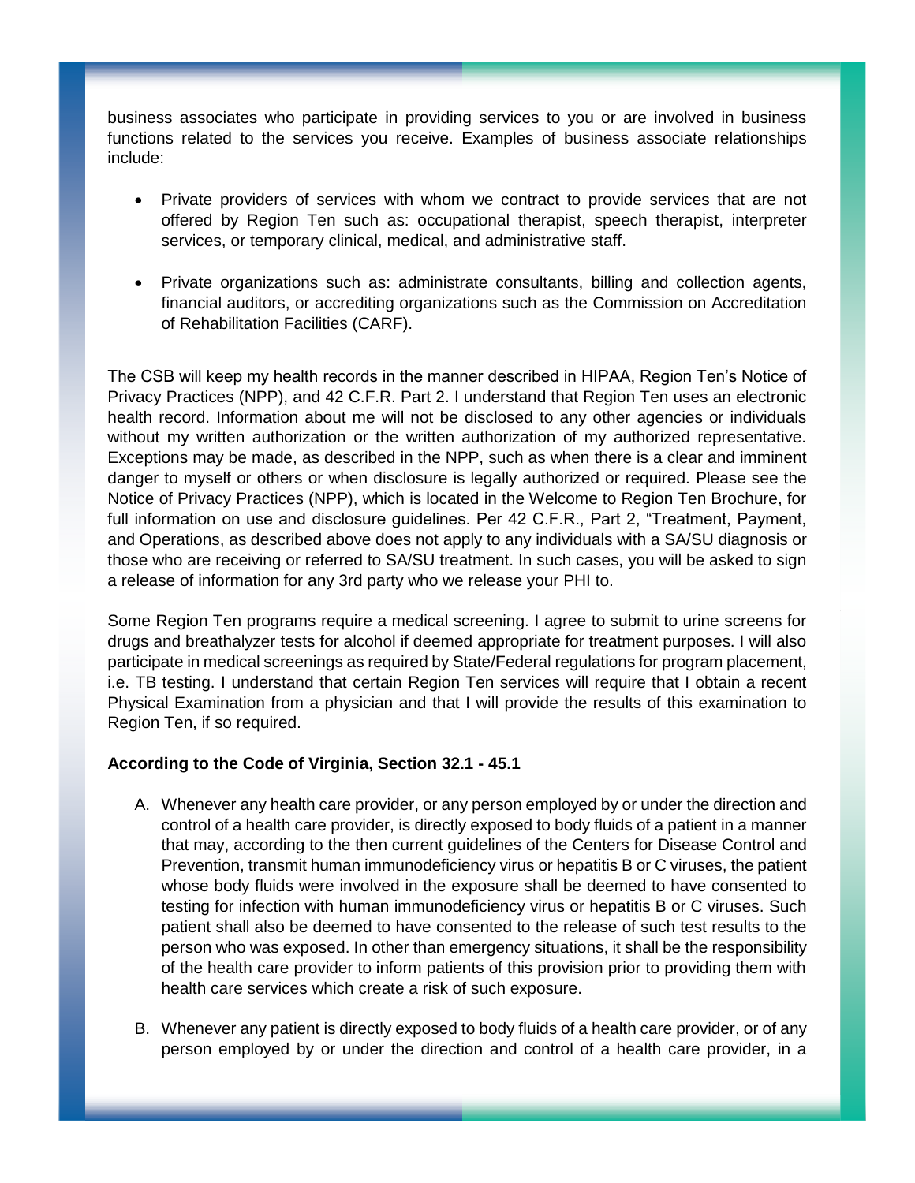business associates who participate in providing services to you or are involved in business functions related to the services you receive. Examples of business associate relationships include:

- Private providers of services with whom we contract to provide services that are not offered by Region Ten such as: occupational therapist, speech therapist, interpreter services, or temporary clinical, medical, and administrative staff.
- Private organizations such as: administrate consultants, billing and collection agents, financial auditors, or accrediting organizations such as the Commission on Accreditation of Rehabilitation Facilities (CARF).

The CSB will keep my health records in the manner described in HIPAA, Region Ten's Notice of Privacy Practices (NPP), and 42 C.F.R. Part 2. I understand that Region Ten uses an electronic health record. Information about me will not be disclosed to any other agencies or individuals without my written authorization or the written authorization of my authorized representative. Exceptions may be made, as described in the NPP, such as when there is a clear and imminent danger to myself or others or when disclosure is legally authorized or required. Please see the Notice of Privacy Practices (NPP), which is located in the Welcome to Region Ten Brochure, for full information on use and disclosure guidelines. Per 42 C.F.R., Part 2, "Treatment, Payment, and Operations, as described above does not apply to any individuals with a SA/SU diagnosis or those who are receiving or referred to SA/SU treatment. In such cases, you will be asked to sign a release of information for any 3rd party who we release your PHI to.

Some Region Ten programs require a medical screening. I agree to submit to urine screens for drugs and breathalyzer tests for alcohol if deemed appropriate for treatment purposes. I will also participate in medical screenings as required by State/Federal regulations for program placement, i.e. TB testing. I understand that certain Region Ten services will require that I obtain a recent Physical Examination from a physician and that I will provide the results of this examination to Region Ten, if so required.

**According to the Code of Virginia, Section 32.1 - 45.1**

A. Whenever any health care provider, or any person employed by or under the direction and control of a health care provider, is directly exposed to body fluids of a patient in a manner that may, according to the then current guidelines of the Centers for Disease Control and Prevention, transmit human immunodeficiency virus or hepatitis B or C viruses, the patient whose body fluids were involved in the exposure shall be deemed to have consented to testing for infection with human immunodeficiency virus or hepatitis B or C viruses. Such patient shall also be deemed to have consented to the release of such test results to the person who was exposed. In other than emergency situations, it shall be the responsibility of the health care provider to inform patients of this provision prior to providing them with health care services which create a risk of such exposure.

B. Whenever any patient is directly exposed to body fluids of a health care provider, or of any person employed by or under the direction and control of a health care provider, in a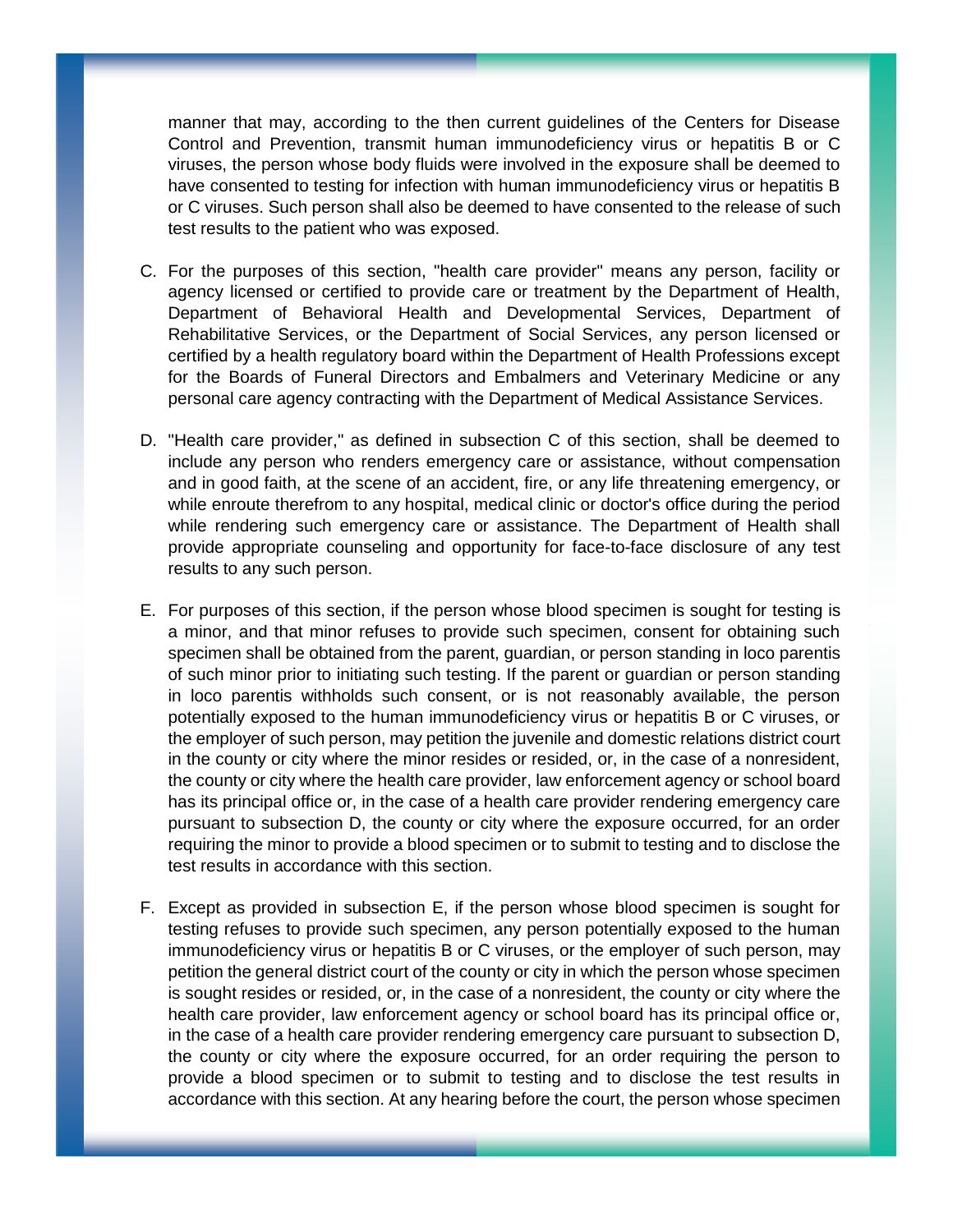manner that may, according to the then current guidelines of the Centers for Disease Control and Prevention, transmit human immunodeficiency virus or hepatitis B or C viruses, the person whose body fluids were involved in the exposure shall be deemed to have consented to testing for infection with human immunodeficiency virus or hepatitis B or C viruses. Such person shall also be deemed to have consented to the release of such test results to the patient who was exposed.

C. For the purposes of this section, "health care provider" means any person, facility or agency licensed or certified to provide care or treatment by the Department of Health, Department of Behavioral Health and Developmental Services, Department of Rehabilitative Services, or the Department of Social Services, any person licensed or certified by a health regulatory board within the Department of Health Professions except for the Boards of Funeral Directors and Embalmers and Veterinary Medicine or any personal care agency contracting with the Department of Medical Assistance Services.

D. "Health care provider," as defined in subsection C of this section, shall be deemed to include any person who renders emergency care or assistance, without compensation and in good faith, at the scene of an accident, fire, or any life threatening emergency, or while enroute therefrom to any hospital, medical clinic or doctor's office during the period while rendering such emergency care or assistance. The Department of Health shall provide appropriate counseling and opportunity for face-to-face disclosure of any test results to any such person.

E. For purposes of this section, if the person whose blood specimen is sought for testing is a minor, and that minor refuses to provide such specimen, consent for obtaining such specimen shall be obtained from the parent, guardian, or person standing in loco parentis of such minor prior to initiating such testing. If the parent or guardian or person standing in loco parentis withholds such consent, or is not reasonably available, the person potentially exposed to the human immunodeficiency virus or hepatitis B or C viruses, or the employer of such person, may petition the juvenile and domestic relations district court in the county or city where the minor resides or resided, or, in the case of a nonresident, the county or city where the health care provider, law enforcement agency or school board has its principal office or, in the case of a health care provider rendering emergency care pursuant to subsection D, the county or city where the exposure occurred, for an order requiring the minor to provide a blood specimen or to submit to testing and to disclose the test results in accordance with this section.

F. Except as provided in subsection E, if the person whose blood specimen is sought for testing refuses to provide such specimen, any person potentially exposed to the human immunodeficiency virus or hepatitis B or C viruses, or the employer of such person, may petition the general district court of the county or city in which the person whose specimen is sought resides or resided, or, in the case of a nonresident, the county or city where the health care provider, law enforcement agency or school board has its principal office or, in the case of a health care provider rendering emergency care pursuant to subsection D, the county or city where the exposure occurred, for an order requiring the person to provide a blood specimen or to submit to testing and to disclose the test results in accordance with this section. At any hearing before the court, the person whose specimen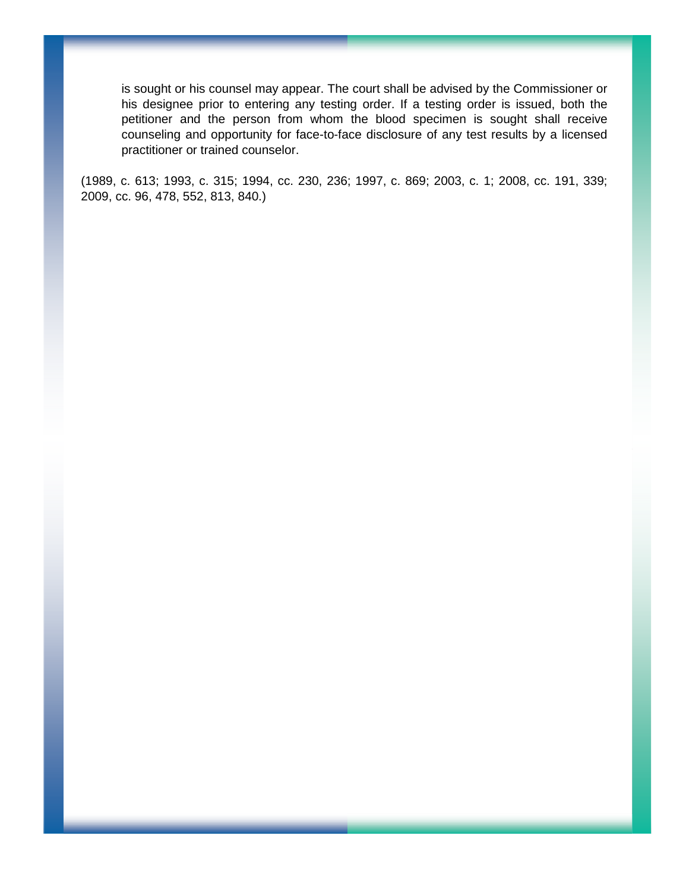is sought or his counsel may appear. The court shall be advised by the Commissioner or his designee prior to entering any testing order. If a testing order is issued, both the petitioner and the person from whom the blood specimen is sought shall receive counseling and opportunity for face-to-face disclosure of any test results by a licensed practitioner or trained counselor.

(1989, c. 613; 1993, c. 315; 1994, cc. 230, 236; 1997, c. 869; 2003, c. 1; 2008, cc. 191, 339; 2009, cc. 96, 478, 552, 813, 840.)